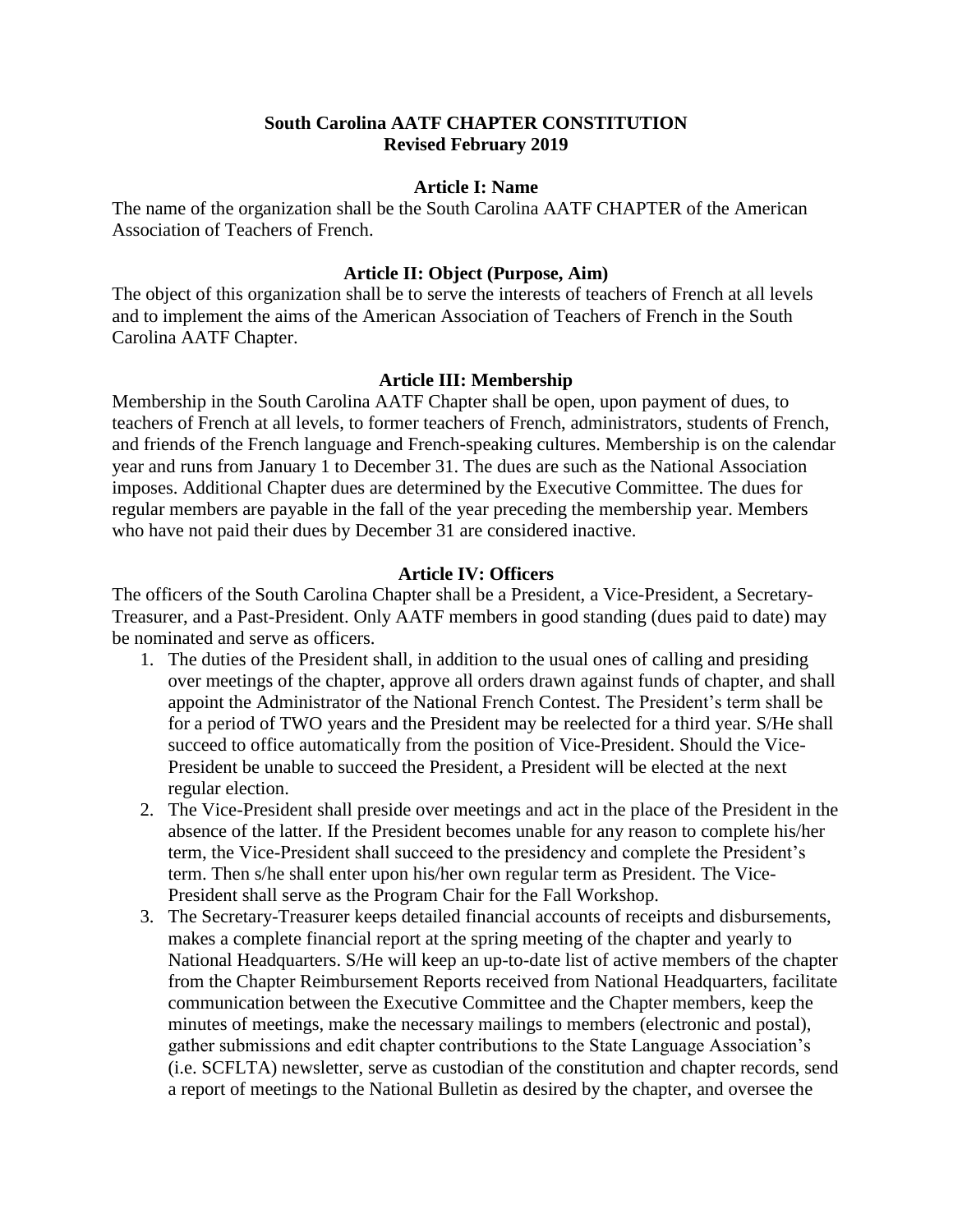# South Carolina AATF CHAPTER CONSTITUTION
**Revised February 2019**

## Article I: Name

The name of the organization shall be the South Carolina AATF CHAPTER of the American Association of Teachers of French.

## Article II: Object (Purpose, Aim)

The object of this organization shall be to serve the interests of teachers of French at all levels and to implement the aims of the American Association of Teachers of French in the South Carolina AATF Chapter.

## Article III: Membership

Membership in the South Carolina AATF Chapter shall be open, upon payment of dues, to teachers of French at all levels, to former teachers of French, administrators, students of French, and friends of the French language and French-speaking cultures. Membership is on the calendar year and runs from January 1 to December 31. The dues are such as the National Association imposes. Additional Chapter dues are determined by the Executive Committee. The dues for regular members are payable in the fall of the year preceding the membership year. Members who have not paid their dues by December 31 are considered inactive.

## Article IV: Officers

The officers of the South Carolina Chapter shall be a President, a Vice-President, a Secretary-Treasurer, and a Past-President. Only AATF members in good standing (dues paid to date) may be nominated and serve as officers.

1. The duties of the President shall, in addition to the usual ones of calling and presiding over meetings of the chapter, approve all orders drawn against funds of chapter, and shall appoint the Administrator of the National French Contest. The President's term shall be for a period of TWO years and the President may be reelected for a third year. S/He shall succeed to office automatically from the position of Vice-President. Should the Vice-President be unable to succeed the President, a President will be elected at the next regular election.
2. The Vice-President shall preside over meetings and act in the place of the President in the absence of the latter. If the President becomes unable for any reason to complete his/her term, the Vice-President shall succeed to the presidency and complete the President's term. Then s/he shall enter upon his/her own regular term as President. The Vice-President shall serve as the Program Chair for the Fall Workshop.
3. The Secretary-Treasurer keeps detailed financial accounts of receipts and disbursements, makes a complete financial report at the spring meeting of the chapter and yearly to National Headquarters. S/He will keep an up-to-date list of active members of the chapter from the Chapter Reimbursement Reports received from National Headquarters, facilitate communication between the Executive Committee and the Chapter members, keep the minutes of meetings, make the necessary mailings to members (electronic and postal), gather submissions and edit chapter contributions to the State Language Association's (i.e. SCFLTA) newsletter, serve as custodian of the constitution and chapter records, send a report of meetings to the National Bulletin as desired by the chapter, and oversee the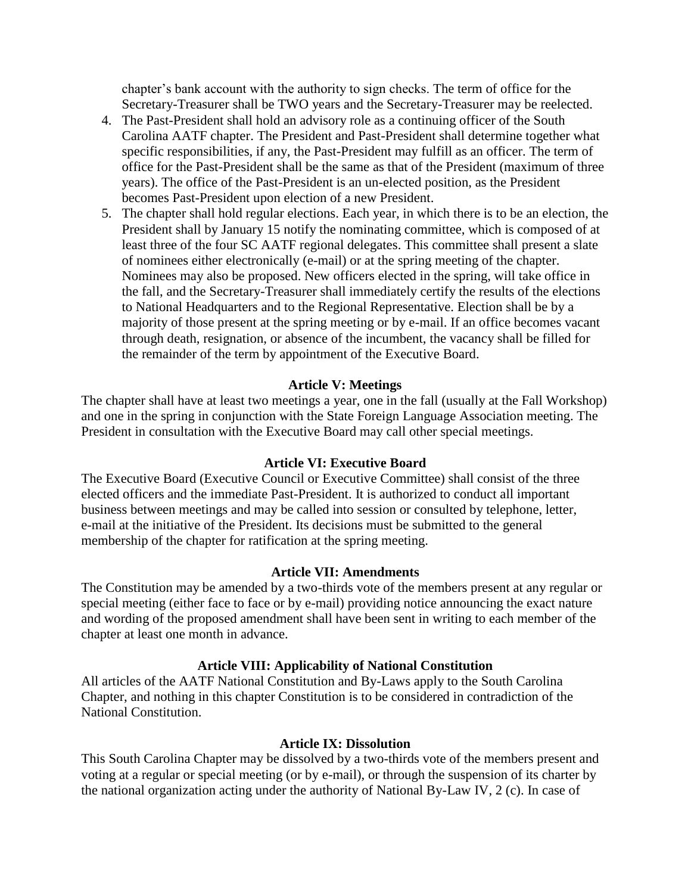chapter's bank account with the authority to sign checks. The term of office for the Secretary-Treasurer shall be TWO years and the Secretary-Treasurer may be reelected.

4. The Past-President shall hold an advisory role as a continuing officer of the South Carolina AATF chapter. The President and Past-President shall determine together what specific responsibilities, if any, the Past-President may fulfill as an officer. The term of office for the Past-President shall be the same as that of the President (maximum of three years). The office of the Past-President is an un-elected position, as the President becomes Past-President upon election of a new President.
5. The chapter shall hold regular elections. Each year, in which there is to be an election, the President shall by January 15 notify the nominating committee, which is composed of at least three of the four SC AATF regional delegates. This committee shall present a slate of nominees either electronically (e-mail) or at the spring meeting of the chapter. Nominees may also be proposed. New officers elected in the spring, will take office in the fall, and the Secretary-Treasurer shall immediately certify the results of the elections to National Headquarters and to the Regional Representative. Election shall be by a majority of those present at the spring meeting or by e-mail. If an office becomes vacant through death, resignation, or absence of the incumbent, the vacancy shall be filled for the remainder of the term by appointment of the Executive Board.

## Article V: Meetings

The chapter shall have at least two meetings a year, one in the fall (usually at the Fall Workshop) and one in the spring in conjunction with the State Foreign Language Association meeting. The President in consultation with the Executive Board may call other special meetings.

## Article VI: Executive Board

The Executive Board (Executive Council or Executive Committee) shall consist of the three elected officers and the immediate Past-President. It is authorized to conduct all important business between meetings and may be called into session or consulted by telephone, letter, e-mail at the initiative of the President. Its decisions must be submitted to the general membership of the chapter for ratification at the spring meeting.

## Article VII: Amendments

The Constitution may be amended by a two-thirds vote of the members present at any regular or special meeting (either face to face or by e-mail) providing notice announcing the exact nature and wording of the proposed amendment shall have been sent in writing to each member of the chapter at least one month in advance.

## Article VIII: Applicability of National Constitution

All articles of the AATF National Constitution and By-Laws apply to the South Carolina Chapter, and nothing in this chapter Constitution is to be considered in contradiction of the National Constitution.

## Article IX: Dissolution

This South Carolina Chapter may be dissolved by a two-thirds vote of the members present and voting at a regular or special meeting (or by e-mail), or through the suspension of its charter by the national organization acting under the authority of National By-Law IV, 2 (c). In case of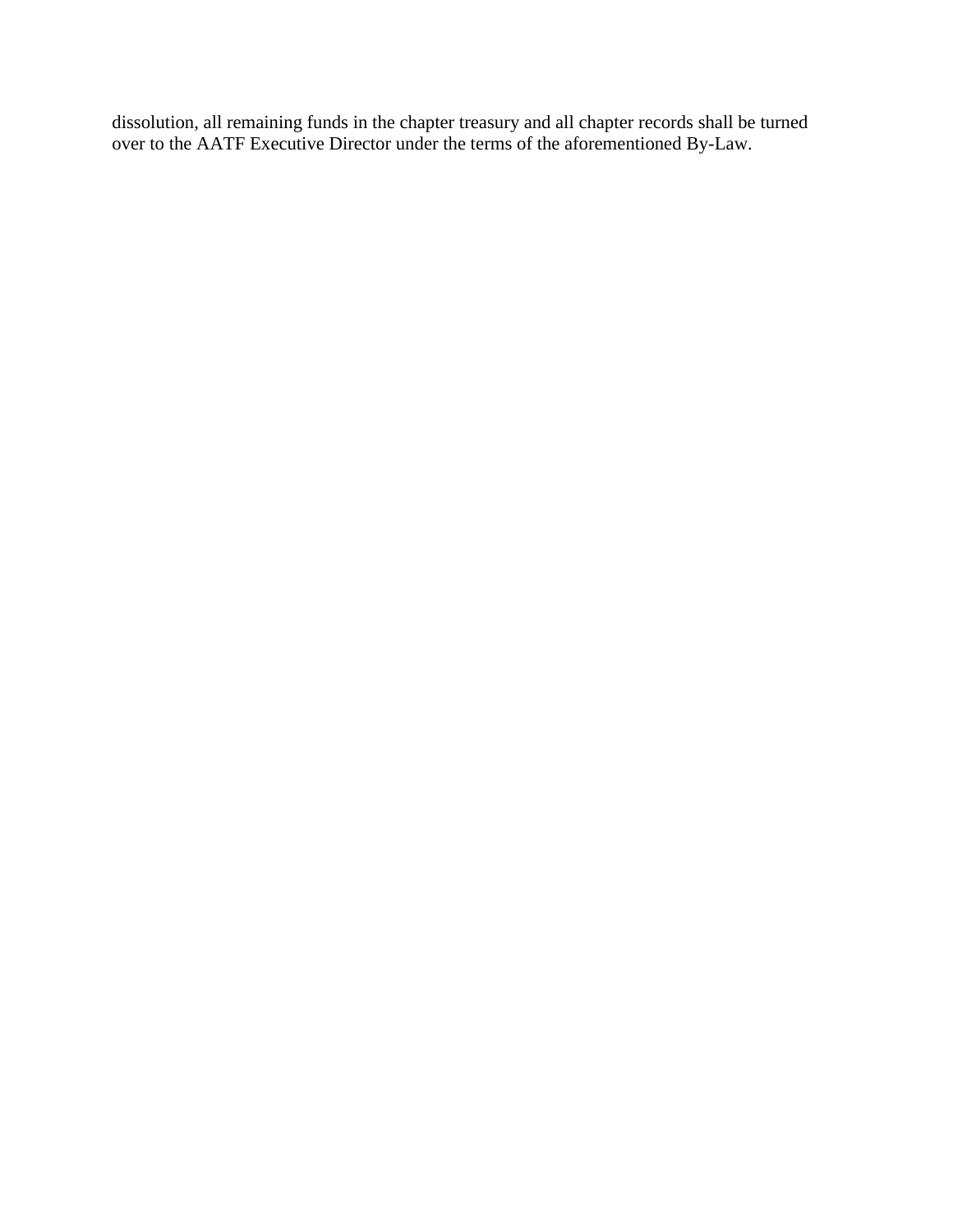dissolution, all remaining funds in the chapter treasury and all chapter records shall be turned over to the AATF Executive Director under the terms of the aforementioned By-Law.